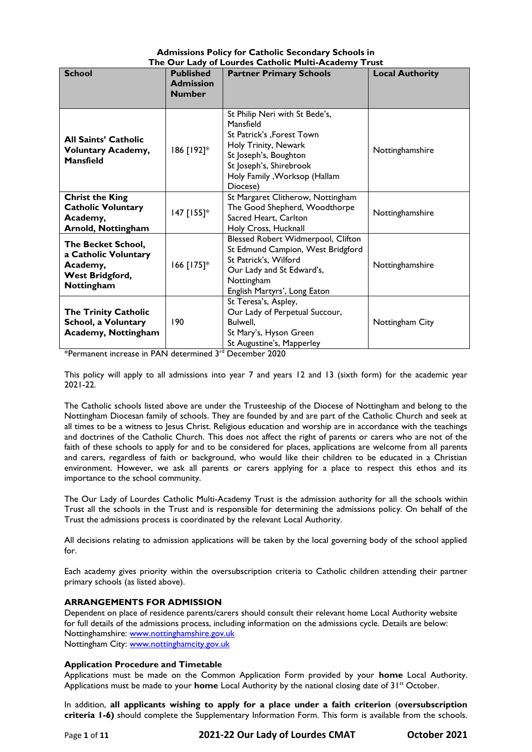**Admissions Policy for Catholic Secondary Schools in The Our Lady of Lourdes Catholic Multi-Academy Trust**

| School | Published Admission Number | Partner Primary Schools | Local Authority |
|---|---|---|---|
| **All Saints' Catholic Voluntary Academy, Mansfield** | 186 [192]* | St Philip Neri with St Bede's, Mansfield<br>St Patrick's ,Forest Town<br>Holy Trinity, Newark<br>St Joseph's, Boughton<br>St Joseph's, Shirebrook<br>Holy Family ,Worksop (Hallam Diocese) | Nottinghamshire |
| **Christ the King Catholic Voluntary Academy, Arnold, Nottingham** | 147 [155]* | St Margaret Clitherow, Nottingham<br>The Good Shepherd, Woodthorpe<br>Sacred Heart, Carlton<br>Holy Cross, Hucknall | Nottinghamshire |
| **The Becket School, a Catholic Voluntary Academy, West Bridgford, Nottingham** | 166 [175]* | Blessed Robert Widmerpool, Clifton<br>St Edmund Campion, West Bridgford<br>St Patrick's, Wilford<br>Our Lady and St Edward's, Nottingham<br>English Martyrs', Long Eaton | Nottinghamshire |
| **The Trinity Catholic School, a Voluntary Academy, Nottingham** | 190 | St Teresa's, Aspley,<br>Our Lady of Perpetual Succour, Bulwell,<br>St Mary's, Hyson Green<br>St Augustine's, Mapperley | Nottingham City |

*Permanent increase in PAN determined 3rd December 2020

This policy will apply to all admissions into year 7 and years 12 and 13 (sixth form) for the academic year 2021-22.

The Catholic schools listed above are under the Trusteeship of the Diocese of Nottingham and belong to the Nottingham Diocesan family of schools. They are founded by and are part of the Catholic Church and seek at all times to be a witness to Jesus Christ. Religious education and worship are in accordance with the teachings and doctrines of the Catholic Church. This does not affect the right of parents or carers who are not of the faith of these schools to apply for and to be considered for places, applications are welcome from all parents and carers, regardless of faith or background, who would like their children to be educated in a Christian environment. However, we ask all parents or carers applying for a place to respect this ethos and its importance to the school community.

The Our Lady of Lourdes Catholic Multi-Academy Trust is the admission authority for all the schools within Trust all the schools in the Trust and is responsible for determining the admissions policy. On behalf of the Trust the admissions process is coordinated by the relevant Local Authority.

All decisions relating to admission applications will be taken by the local governing body of the school applied for.

Each academy gives priority within the oversubscription criteria to Catholic children attending their partner primary schools (as listed above).

## ARRANGEMENTS FOR ADMISSION

Dependent on place of residence parents/carers should consult their relevant home Local Authority website for full details of the admissions process, including information on the admissions cycle. Details are below:
Nottinghamshire: www.nottinghamshire.gov.uk
Nottingham City: www.nottinghamcity.gov.uk

### Application Procedure and Timetable

Applications must be made on the Common Application Form provided by your **home** Local Authority. Applications must be made to your **home** Local Authority by the national closing date of 31st October.

In addition, **all applicants wishing to apply for a place under a faith criterion** (**oversubscription criteria 1-6)** should complete the Supplementary Information Form. This form is available from the schools.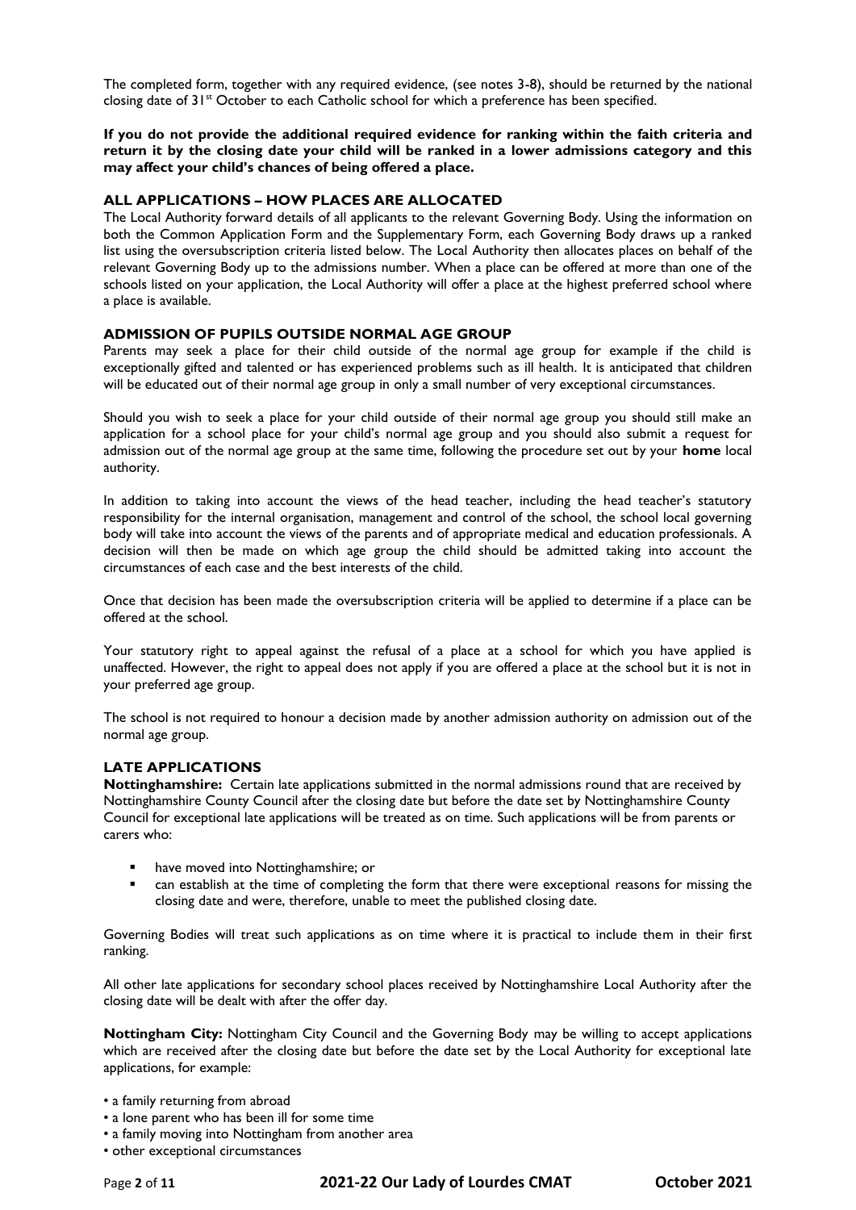The completed form, together with any required evidence, (see notes 3-8), should be returned by the national closing date of 31st October to each Catholic school for which a preference has been specified.

**If you do not provide the additional required evidence for ranking within the faith criteria and return it by the closing date your child will be ranked in a lower admissions category and this may affect your child's chances of being offered a place.**

### ALL APPLICATIONS – HOW PLACES ARE ALLOCATED

The Local Authority forward details of all applicants to the relevant Governing Body. Using the information on both the Common Application Form and the Supplementary Form, each Governing Body draws up a ranked list using the oversubscription criteria listed below. The Local Authority then allocates places on behalf of the relevant Governing Body up to the admissions number. When a place can be offered at more than one of the schools listed on your application, the Local Authority will offer a place at the highest preferred school where a place is available.

### ADMISSION OF PUPILS OUTSIDE NORMAL AGE GROUP

Parents may seek a place for their child outside of the normal age group for example if the child is exceptionally gifted and talented or has experienced problems such as ill health. It is anticipated that children will be educated out of their normal age group in only a small number of very exceptional circumstances.

Should you wish to seek a place for your child outside of their normal age group you should still make an application for a school place for your child's normal age group and you should also submit a request for admission out of the normal age group at the same time, following the procedure set out by your **home** local authority.

In addition to taking into account the views of the head teacher, including the head teacher's statutory responsibility for the internal organisation, management and control of the school, the school local governing body will take into account the views of the parents and of appropriate medical and education professionals. A decision will then be made on which age group the child should be admitted taking into account the circumstances of each case and the best interests of the child.

Once that decision has been made the oversubscription criteria will be applied to determine if a place can be offered at the school.

Your statutory right to appeal against the refusal of a place at a school for which you have applied is unaffected. However, the right to appeal does not apply if you are offered a place at the school but it is not in your preferred age group.

The school is not required to honour a decision made by another admission authority on admission out of the normal age group.

### LATE APPLICATIONS

**Nottinghamshire:** Certain late applications submitted in the normal admissions round that are received by Nottinghamshire County Council after the closing date but before the date set by Nottinghamshire County Council for exceptional late applications will be treated as on time. Such applications will be from parents or carers who:

- have moved into Nottinghamshire; or
- can establish at the time of completing the form that there were exceptional reasons for missing the closing date and were, therefore, unable to meet the published closing date.

Governing Bodies will treat such applications as on time where it is practical to include them in their first ranking.

All other late applications for secondary school places received by Nottinghamshire Local Authority after the closing date will be dealt with after the offer day.

**Nottingham City:** Nottingham City Council and the Governing Body may be willing to accept applications which are received after the closing date but before the date set by the Local Authority for exceptional late applications, for example:

- a family returning from abroad
- a lone parent who has been ill for some time
- a family moving into Nottingham from another area
- other exceptional circumstances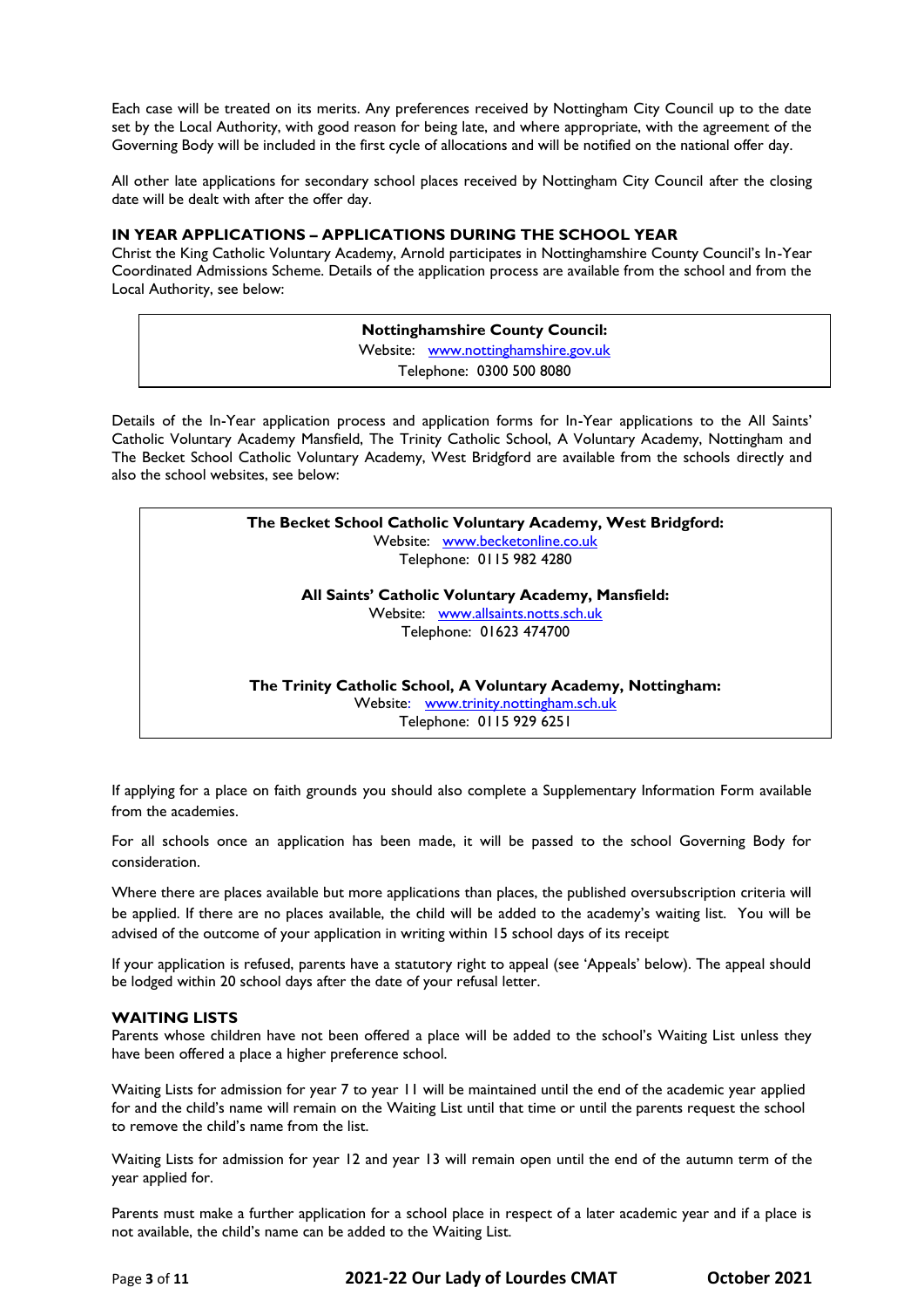Each case will be treated on its merits. Any preferences received by Nottingham City Council up to the date set by the Local Authority, with good reason for being late, and where appropriate, with the agreement of the Governing Body will be included in the first cycle of allocations and will be notified on the national offer day.

All other late applications for secondary school places received by Nottingham City Council after the closing date will be dealt with after the offer day.

### IN YEAR APPLICATIONS – APPLICATIONS DURING THE SCHOOL YEAR

Christ the King Catholic Voluntary Academy, Arnold participates in Nottinghamshire County Council's In-Year Coordinated Admissions Scheme. Details of the application process are available from the school and from the Local Authority, see below:

**Nottinghamshire County Council:**
Website: www.nottinghamshire.gov.uk
Telephone: 0300 500 8080

Details of the In-Year application process and application forms for In-Year applications to the All Saints' Catholic Voluntary Academy Mansfield, The Trinity Catholic School, A Voluntary Academy, Nottingham and The Becket School Catholic Voluntary Academy, West Bridgford are available from the schools directly and also the school websites, see below:

**The Becket School Catholic Voluntary Academy, West Bridgford:**
Website: www.becketonline.co.uk
Telephone: 0115 982 4280

**All Saints' Catholic Voluntary Academy, Mansfield:**
Website: www.allsaints.notts.sch.uk
Telephone: 01623 474700

**The Trinity Catholic School, A Voluntary Academy, Nottingham:**
Website: www.trinity.nottingham.sch.uk
Telephone: 0115 929 6251

If applying for a place on faith grounds you should also complete a Supplementary Information Form available from the academies.

For all schools once an application has been made, it will be passed to the school Governing Body for consideration.

Where there are places available but more applications than places, the published oversubscription criteria will be applied. If there are no places available, the child will be added to the academy's waiting list. You will be advised of the outcome of your application in writing within 15 school days of its receipt

If your application is refused, parents have a statutory right to appeal (see 'Appeals' below). The appeal should be lodged within 20 school days after the date of your refusal letter.

### WAITING LISTS

Parents whose children have not been offered a place will be added to the school's Waiting List unless they have been offered a place a higher preference school.

Waiting Lists for admission for year 7 to year 11 will be maintained until the end of the academic year applied for and the child's name will remain on the Waiting List until that time or until the parents request the school to remove the child's name from the list.

Waiting Lists for admission for year 12 and year 13 will remain open until the end of the autumn term of the year applied for.

Parents must make a further application for a school place in respect of a later academic year and if a place is not available, the child's name can be added to the Waiting List.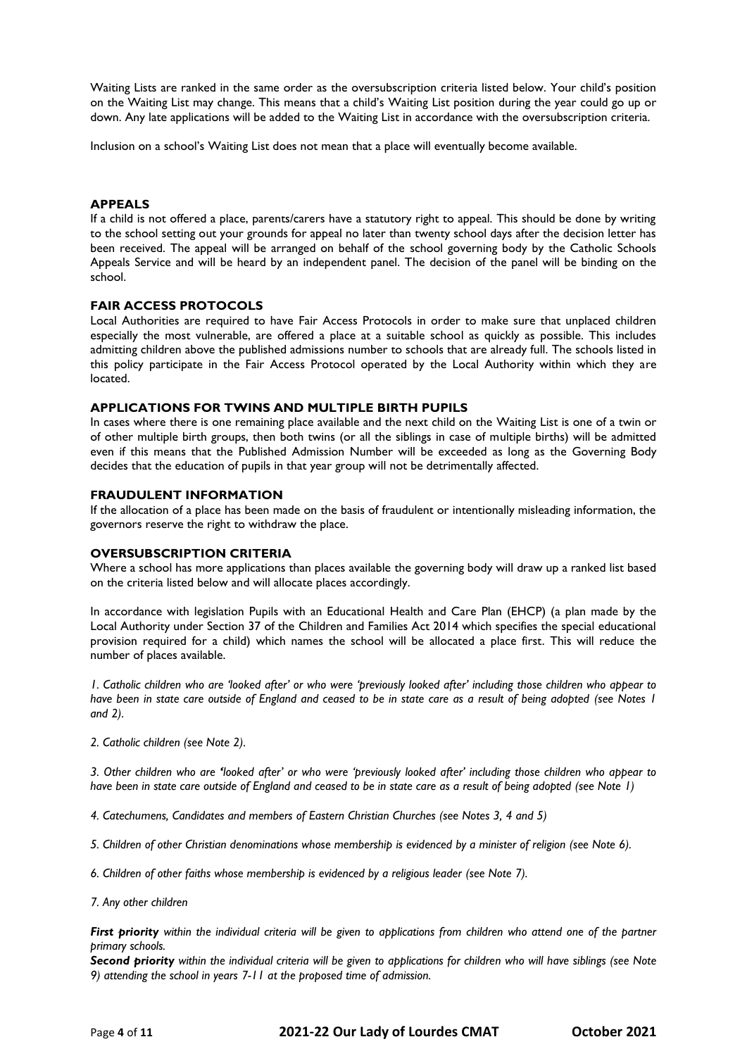Waiting Lists are ranked in the same order as the oversubscription criteria listed below. Your child's position on the Waiting List may change. This means that a child's Waiting List position during the year could go up or down. Any late applications will be added to the Waiting List in accordance with the oversubscription criteria.

Inclusion on a school's Waiting List does not mean that a place will eventually become available.

## APPEALS

If a child is not offered a place, parents/carers have a statutory right to appeal. This should be done by writing to the school setting out your grounds for appeal no later than twenty school days after the decision letter has been received. The appeal will be arranged on behalf of the school governing body by the Catholic Schools Appeals Service and will be heard by an independent panel. The decision of the panel will be binding on the school.

## FAIR ACCESS PROTOCOLS

Local Authorities are required to have Fair Access Protocols in order to make sure that unplaced children especially the most vulnerable, are offered a place at a suitable school as quickly as possible. This includes admitting children above the published admissions number to schools that are already full. The schools listed in this policy participate in the Fair Access Protocol operated by the Local Authority within which they are located.

## APPLICATIONS FOR TWINS AND MULTIPLE BIRTH PUPILS

In cases where there is one remaining place available and the next child on the Waiting List is one of a twin or of other multiple birth groups, then both twins (or all the siblings in case of multiple births) will be admitted even if this means that the Published Admission Number will be exceeded as long as the Governing Body decides that the education of pupils in that year group will not be detrimentally affected.

## FRAUDULENT INFORMATION

If the allocation of a place has been made on the basis of fraudulent or intentionally misleading information, the governors reserve the right to withdraw the place.

## OVERSUBSCRIPTION CRITERIA

Where a school has more applications than places available the governing body will draw up a ranked list based on the criteria listed below and will allocate places accordingly.

In accordance with legislation Pupils with an Educational Health and Care Plan (EHCP) (a plan made by the Local Authority under Section 37 of the Children and Families Act 2014 which specifies the special educational provision required for a child) which names the school will be allocated a place first. This will reduce the number of places available.

*1. Catholic children who are 'looked after' or who were 'previously looked after' including those children who appear to have been in state care outside of England and ceased to be in state care as a result of being adopted (see Notes 1 and 2).*

*2. Catholic children (see Note 2).*

*3. Other children who are 'looked after' or who were 'previously looked after' including those children who appear to have been in state care outside of England and ceased to be in state care as a result of being adopted (see Note 1)*

*4. Catechumens, Candidates and members of Eastern Christian Churches (see Notes 3, 4 and 5)*

*5. Children of other Christian denominations whose membership is evidenced by a minister of religion (see Note 6).*

*6. Children of other faiths whose membership is evidenced by a religious leader (see Note 7).*

*7. Any other children*

***First priority** within the individual criteria will be given to applications from children who attend one of the partner primary schools.*
***Second priority** within the individual criteria will be given to applications for children who will have siblings (see Note 9) attending the school in years 7-11 at the proposed time of admission.*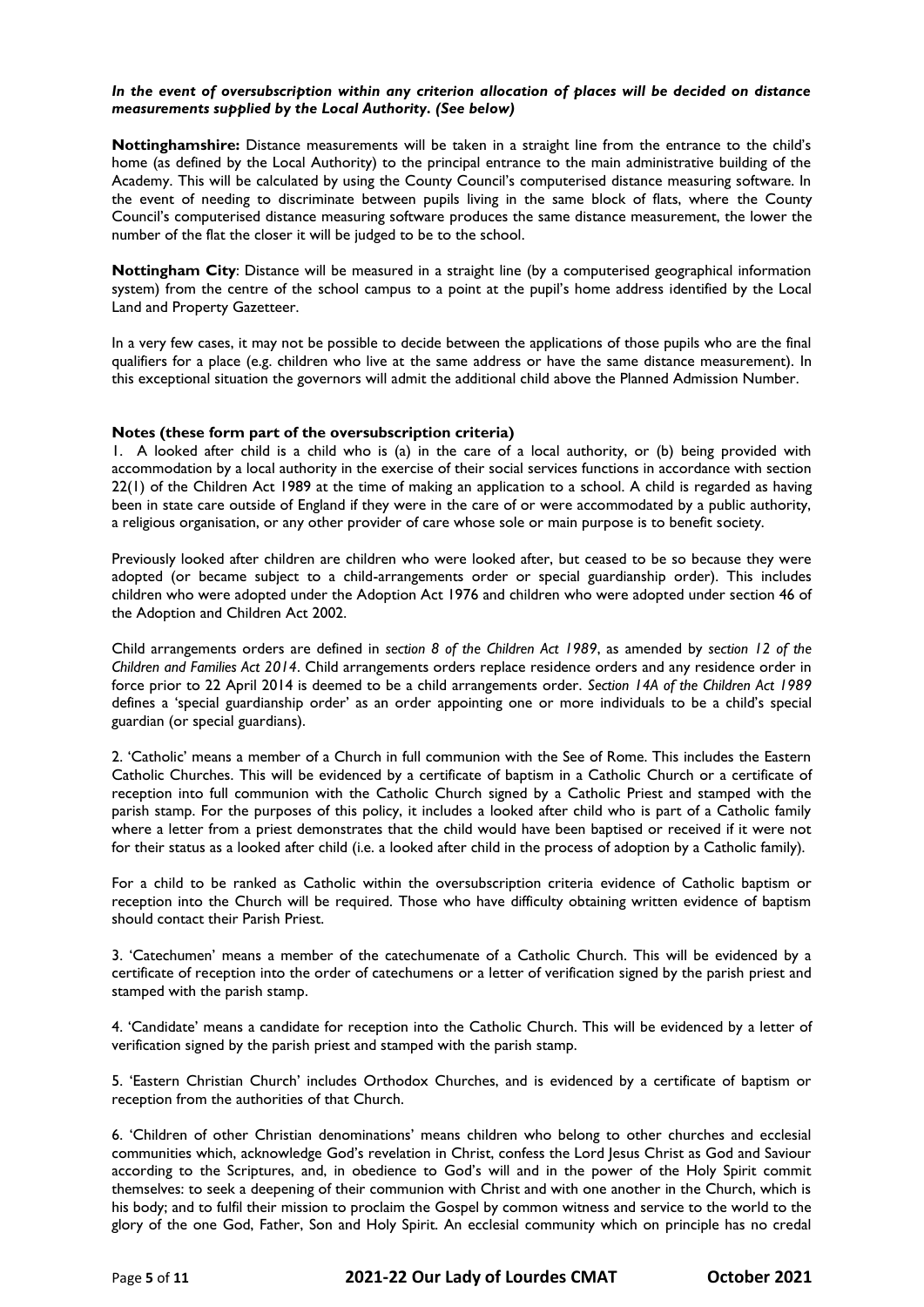***In the event of oversubscription within any criterion allocation of places will be decided on distance measurements supplied by the Local Authority. (See below)***

**Nottinghamshire:** Distance measurements will be taken in a straight line from the entrance to the child's home (as defined by the Local Authority) to the principal entrance to the main administrative building of the Academy. This will be calculated by using the County Council's computerised distance measuring software. In the event of needing to discriminate between pupils living in the same block of flats, where the County Council's computerised distance measuring software produces the same distance measurement, the lower the number of the flat the closer it will be judged to be to the school.

**Nottingham City**: Distance will be measured in a straight line (by a computerised geographical information system) from the centre of the school campus to a point at the pupil's home address identified by the Local Land and Property Gazetteer.

In a very few cases, it may not be possible to decide between the applications of those pupils who are the final qualifiers for a place (e.g. children who live at the same address or have the same distance measurement). In this exceptional situation the governors will admit the additional child above the Planned Admission Number.

**Notes (these form part of the oversubscription criteria)**

1. A looked after child is a child who is (a) in the care of a local authority, or (b) being provided with accommodation by a local authority in the exercise of their social services functions in accordance with section 22(1) of the Children Act 1989 at the time of making an application to a school. A child is regarded as having been in state care outside of England if they were in the care of or were accommodated by a public authority, a religious organisation, or any other provider of care whose sole or main purpose is to benefit society.

Previously looked after children are children who were looked after, but ceased to be so because they were adopted (or became subject to a child-arrangements order or special guardianship order). This includes children who were adopted under the Adoption Act 1976 and children who were adopted under section 46 of the Adoption and Children Act 2002.

Child arrangements orders are defined in *section 8 of the Children Act 1989*, as amended by *section 12 of the Children and Families Act 2014*. Child arrangements orders replace residence orders and any residence order in force prior to 22 April 2014 is deemed to be a child arrangements order. *Section 14A of the Children Act 1989* defines a 'special guardianship order' as an order appointing one or more individuals to be a child's special guardian (or special guardians).

2. 'Catholic' means a member of a Church in full communion with the See of Rome. This includes the Eastern Catholic Churches. This will be evidenced by a certificate of baptism in a Catholic Church or a certificate of reception into full communion with the Catholic Church signed by a Catholic Priest and stamped with the parish stamp. For the purposes of this policy, it includes a looked after child who is part of a Catholic family where a letter from a priest demonstrates that the child would have been baptised or received if it were not for their status as a looked after child (i.e. a looked after child in the process of adoption by a Catholic family).

For a child to be ranked as Catholic within the oversubscription criteria evidence of Catholic baptism or reception into the Church will be required. Those who have difficulty obtaining written evidence of baptism should contact their Parish Priest.

3. 'Catechumen' means a member of the catechumenate of a Catholic Church. This will be evidenced by a certificate of reception into the order of catechumens or a letter of verification signed by the parish priest and stamped with the parish stamp.

4. 'Candidate' means a candidate for reception into the Catholic Church. This will be evidenced by a letter of verification signed by the parish priest and stamped with the parish stamp.

5. 'Eastern Christian Church' includes Orthodox Churches, and is evidenced by a certificate of baptism or reception from the authorities of that Church.

6. 'Children of other Christian denominations' means children who belong to other churches and ecclesial communities which, acknowledge God's revelation in Christ, confess the Lord Jesus Christ as God and Saviour according to the Scriptures, and, in obedience to God's will and in the power of the Holy Spirit commit themselves: to seek a deepening of their communion with Christ and with one another in the Church, which is his body; and to fulfil their mission to proclaim the Gospel by common witness and service to the world to the glory of the one God, Father, Son and Holy Spirit. An ecclesial community which on principle has no credal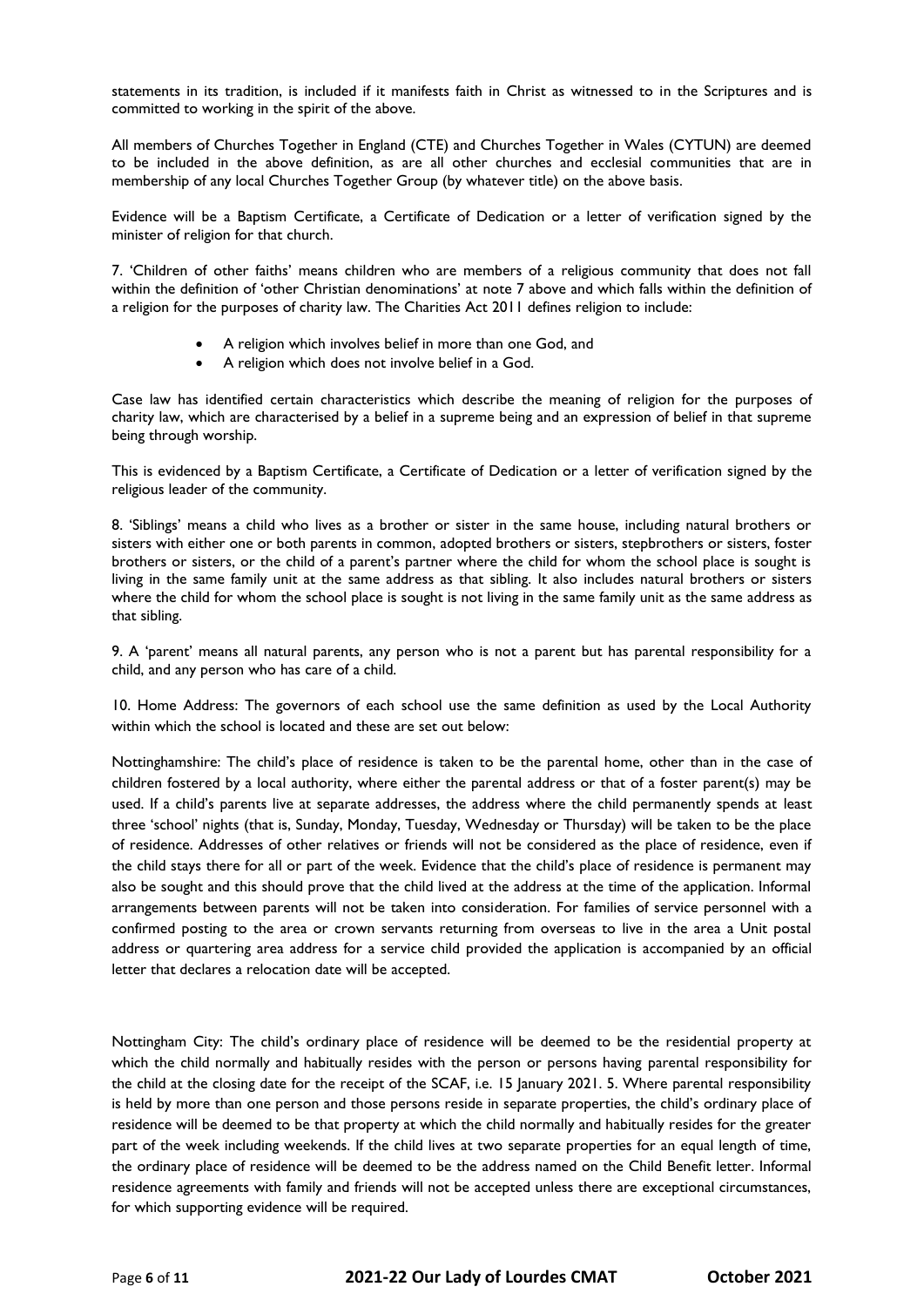statements in its tradition, is included if it manifests faith in Christ as witnessed to in the Scriptures and is committed to working in the spirit of the above.

All members of Churches Together in England (CTE) and Churches Together in Wales (CYTUN) are deemed to be included in the above definition, as are all other churches and ecclesial communities that are in membership of any local Churches Together Group (by whatever title) on the above basis.

Evidence will be a Baptism Certificate, a Certificate of Dedication or a letter of verification signed by the minister of religion for that church.

7. 'Children of other faiths' means children who are members of a religious community that does not fall within the definition of 'other Christian denominations' at note 7 above and which falls within the definition of a religion for the purposes of charity law. The Charities Act 2011 defines religion to include:

- A religion which involves belief in more than one God, and
- A religion which does not involve belief in a God.

Case law has identified certain characteristics which describe the meaning of religion for the purposes of charity law, which are characterised by a belief in a supreme being and an expression of belief in that supreme being through worship.

This is evidenced by a Baptism Certificate, a Certificate of Dedication or a letter of verification signed by the religious leader of the community.

8. 'Siblings' means a child who lives as a brother or sister in the same house, including natural brothers or sisters with either one or both parents in common, adopted brothers or sisters, stepbrothers or sisters, foster brothers or sisters, or the child of a parent's partner where the child for whom the school place is sought is living in the same family unit at the same address as that sibling. It also includes natural brothers or sisters where the child for whom the school place is sought is not living in the same family unit as the same address as that sibling.

9. A 'parent' means all natural parents, any person who is not a parent but has parental responsibility for a child, and any person who has care of a child.

10. Home Address: The governors of each school use the same definition as used by the Local Authority within which the school is located and these are set out below:

Nottinghamshire: The child's place of residence is taken to be the parental home, other than in the case of children fostered by a local authority, where either the parental address or that of a foster parent(s) may be used. If a child's parents live at separate addresses, the address where the child permanently spends at least three 'school' nights (that is, Sunday, Monday, Tuesday, Wednesday or Thursday) will be taken to be the place of residence. Addresses of other relatives or friends will not be considered as the place of residence, even if the child stays there for all or part of the week. Evidence that the child's place of residence is permanent may also be sought and this should prove that the child lived at the address at the time of the application. Informal arrangements between parents will not be taken into consideration. For families of service personnel with a confirmed posting to the area or crown servants returning from overseas to live in the area a Unit postal address or quartering area address for a service child provided the application is accompanied by an official letter that declares a relocation date will be accepted.

Nottingham City: The child's ordinary place of residence will be deemed to be the residential property at which the child normally and habitually resides with the person or persons having parental responsibility for the child at the closing date for the receipt of the SCAF, i.e. 15 January 2021. 5. Where parental responsibility is held by more than one person and those persons reside in separate properties, the child's ordinary place of residence will be deemed to be that property at which the child normally and habitually resides for the greater part of the week including weekends. If the child lives at two separate properties for an equal length of time, the ordinary place of residence will be deemed to be the address named on the Child Benefit letter. Informal residence agreements with family and friends will not be accepted unless there are exceptional circumstances, for which supporting evidence will be required.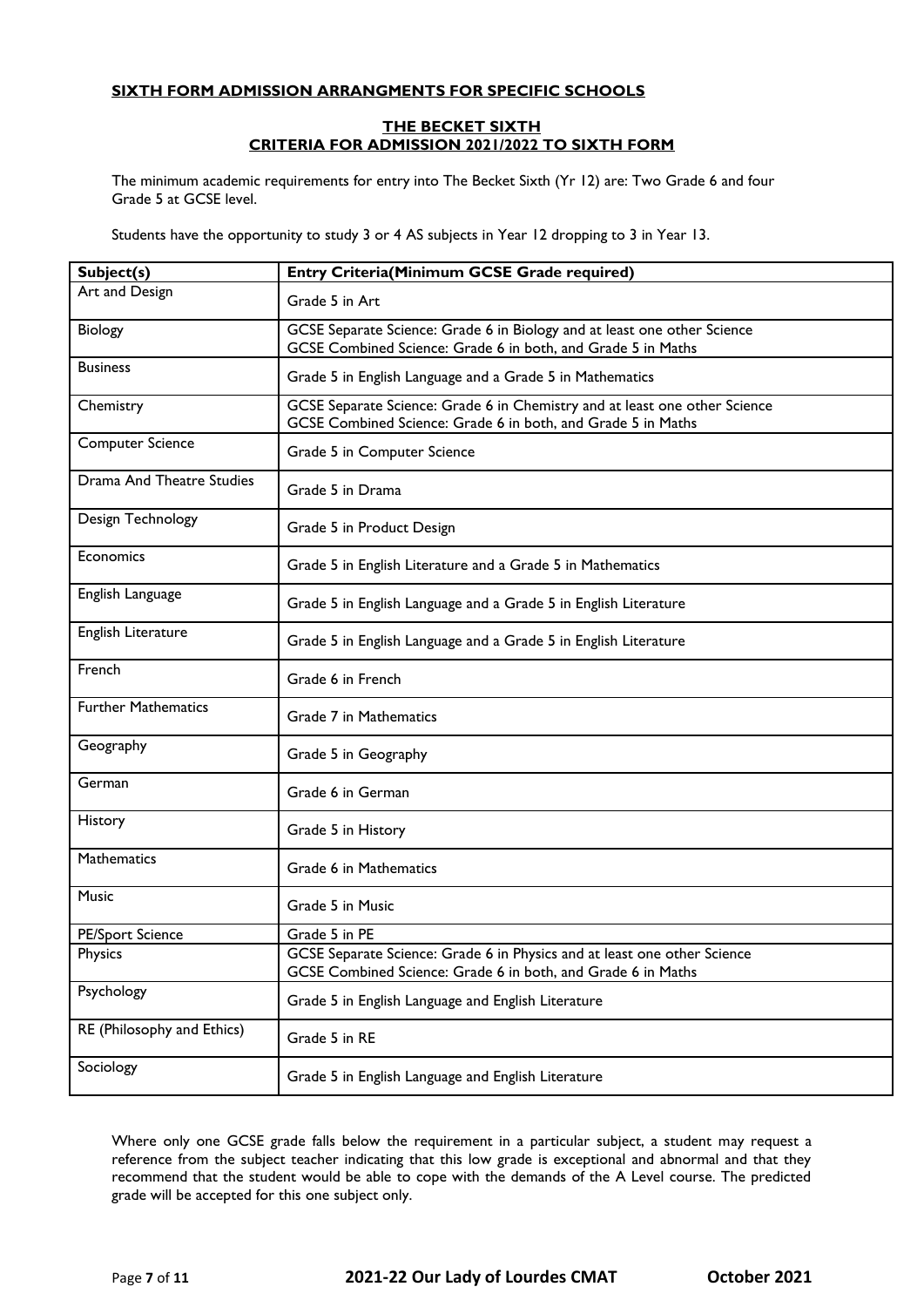## SIXTH FORM ADMISSION ARRANGMENTS FOR SPECIFIC SCHOOLS

### THE BECKET SIXTH
### CRITERIA FOR ADMISSION 2021/2022 TO SIXTH FORM

The minimum academic requirements for entry into The Becket Sixth (Yr 12) are: Two Grade 6 and four Grade 5 at GCSE level.

Students have the opportunity to study 3 or 4 AS subjects in Year 12 dropping to 3 in Year 13.

| Subject(s) | Entry Criteria(Minimum GCSE Grade required) |
|---|---|
| Art and Design | Grade 5 in Art |
| Biology | GCSE Separate Science: Grade 6 in Biology and at least one other Science<br>GCSE Combined Science: Grade 6 in both, and Grade 5 in Maths |
| Business | Grade 5 in English Language and a Grade 5 in Mathematics |
| Chemistry | GCSE Separate Science: Grade 6 in Chemistry and at least one other Science<br>GCSE Combined Science: Grade 6 in both, and Grade 5 in Maths |
| Computer Science | Grade 5 in Computer Science |
| Drama And Theatre Studies | Grade 5 in Drama |
| Design Technology | Grade 5 in Product Design |
| Economics | Grade 5 in English Literature and a Grade 5 in Mathematics |
| English Language | Grade 5 in English Language and a Grade 5 in English Literature |
| English Literature | Grade 5 in English Language and a Grade 5 in English Literature |
| French | Grade 6 in French |
| Further Mathematics | Grade 7 in Mathematics |
| Geography | Grade 5 in Geography |
| German | Grade 6 in German |
| History | Grade 5 in History |
| Mathematics | Grade 6 in Mathematics |
| Music | Grade 5 in Music |
| PE/Sport Science | Grade 5 in PE |
| Physics | GCSE Separate Science: Grade 6 in Physics and at least one other Science<br>GCSE Combined Science: Grade 6 in both, and Grade 6 in Maths |
| Psychology | Grade 5 in English Language and English Literature |
| RE (Philosophy and Ethics) | Grade 5 in RE |
| Sociology | Grade 5 in English Language and English Literature |

Where only one GCSE grade falls below the requirement in a particular subject, a student may request a reference from the subject teacher indicating that this low grade is exceptional and abnormal and that they recommend that the student would be able to cope with the demands of the A Level course. The predicted grade will be accepted for this one subject only.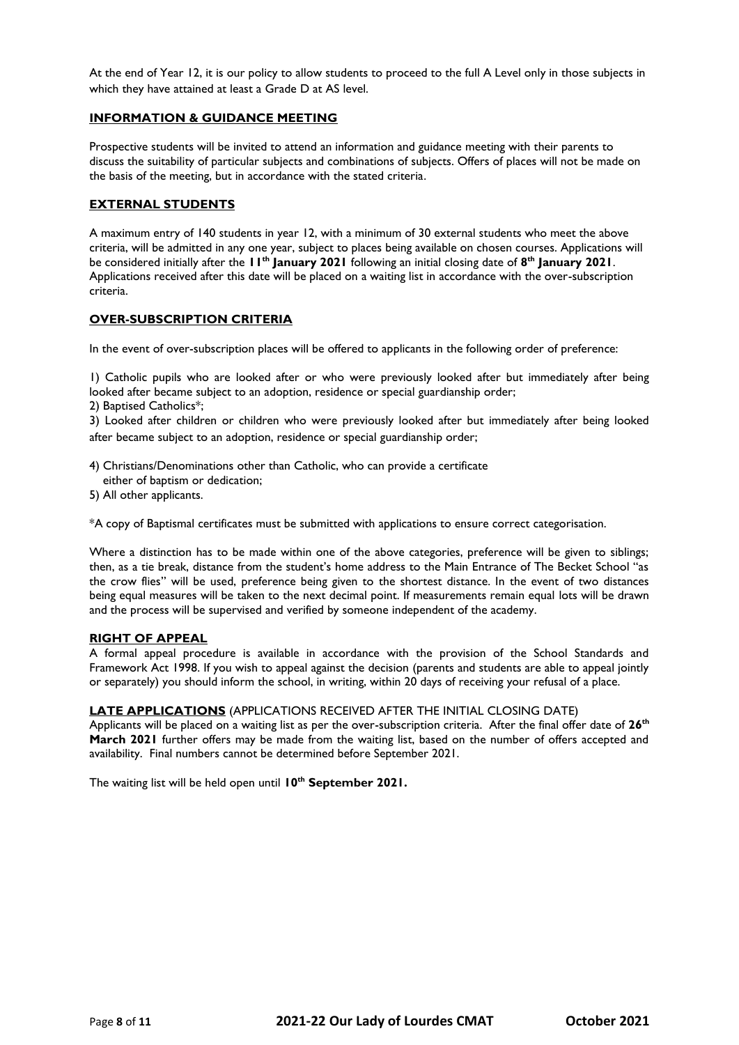At the end of Year 12, it is our policy to allow students to proceed to the full A Level only in those subjects in which they have attained at least a Grade D at AS level.

## INFORMATION & GUIDANCE MEETING

Prospective students will be invited to attend an information and guidance meeting with their parents to discuss the suitability of particular subjects and combinations of subjects. Offers of places will not be made on the basis of the meeting, but in accordance with the stated criteria.

## EXTERNAL STUDENTS

A maximum entry of 140 students in year 12, with a minimum of 30 external students who meet the above criteria, will be admitted in any one year, subject to places being available on chosen courses. Applications will be considered initially after the **11th January 2021** following an initial closing date of **8th January 2021**. Applications received after this date will be placed on a waiting list in accordance with the over-subscription criteria.

## OVER-SUBSCRIPTION CRITERIA

In the event of over-subscription places will be offered to applicants in the following order of preference:

1) Catholic pupils who are looked after or who were previously looked after but immediately after being looked after became subject to an adoption, residence or special guardianship order;
2) Baptised Catholics*;
3) Looked after children or children who were previously looked after but immediately after being looked after became subject to an adoption, residence or special guardianship order;
4) Christians/Denominations other than Catholic, who can provide a certificate either of baptism or dedication;
5) All other applicants.

*A copy of Baptismal certificates must be submitted with applications to ensure correct categorisation.

Where a distinction has to be made within one of the above categories, preference will be given to siblings; then, as a tie break, distance from the student's home address to the Main Entrance of The Becket School "as the crow flies" will be used, preference being given to the shortest distance. In the event of two distances being equal measures will be taken to the next decimal point. If measurements remain equal lots will be drawn and the process will be supervised and verified by someone independent of the academy.

## RIGHT OF APPEAL

A formal appeal procedure is available in accordance with the provision of the School Standards and Framework Act 1998. If you wish to appeal against the decision (parents and students are able to appeal jointly or separately) you should inform the school, in writing, within 20 days of receiving your refusal of a place.

## LATE APPLICATIONS (APPLICATIONS RECEIVED AFTER THE INITIAL CLOSING DATE)

Applicants will be placed on a waiting list as per the over-subscription criteria. After the final offer date of **26th March 2021** further offers may be made from the waiting list, based on the number of offers accepted and availability. Final numbers cannot be determined before September 2021.

The waiting list will be held open until **10th September 2021.**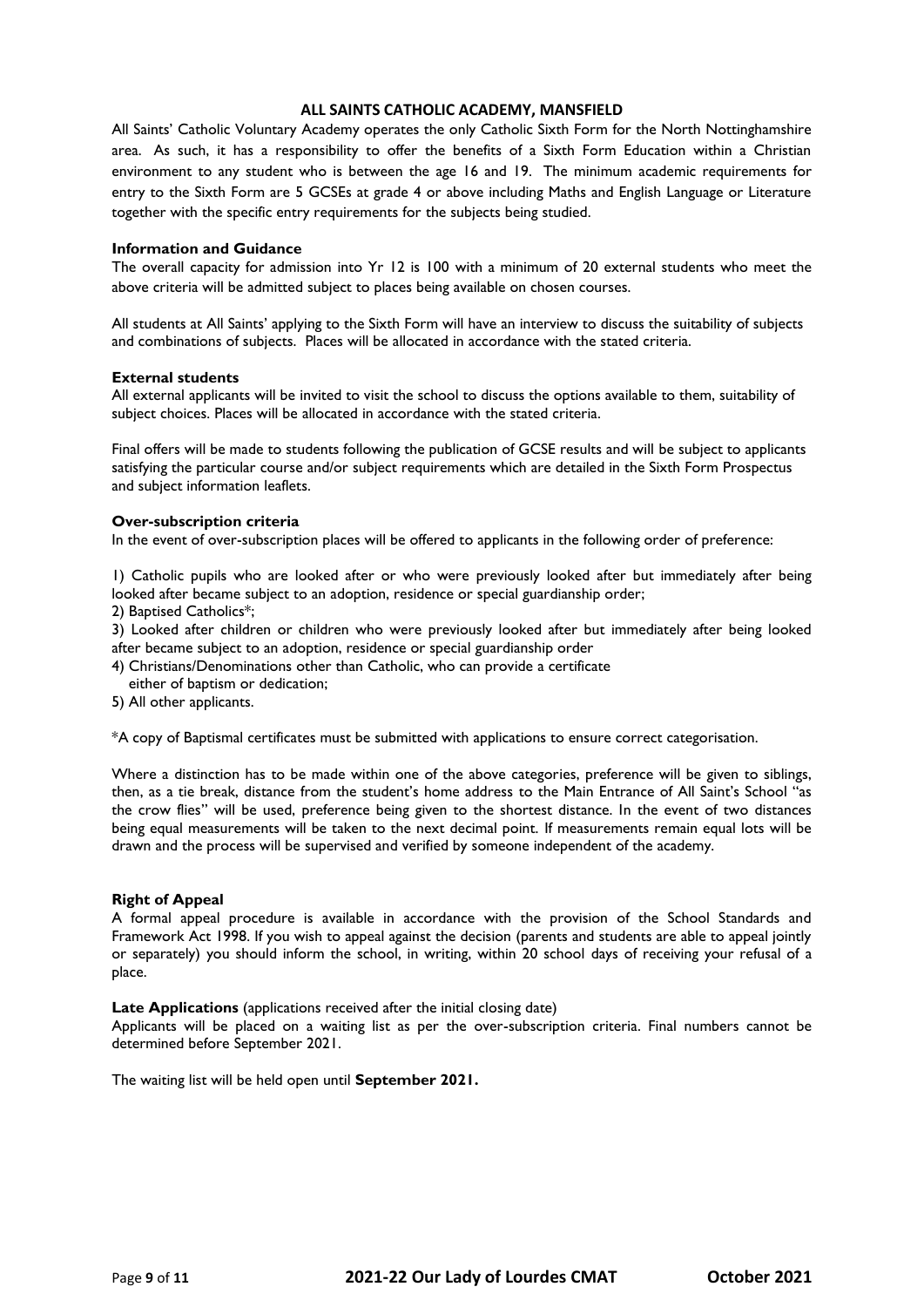## ALL SAINTS CATHOLIC ACADEMY, MANSFIELD

All Saints' Catholic Voluntary Academy operates the only Catholic Sixth Form for the North Nottinghamshire area. As such, it has a responsibility to offer the benefits of a Sixth Form Education within a Christian environment to any student who is between the age 16 and 19. The minimum academic requirements for entry to the Sixth Form are 5 GCSEs at grade 4 or above including Maths and English Language or Literature together with the specific entry requirements for the subjects being studied.

### Information and Guidance

The overall capacity for admission into Yr 12 is 100 with a minimum of 20 external students who meet the above criteria will be admitted subject to places being available on chosen courses.

All students at All Saints' applying to the Sixth Form will have an interview to discuss the suitability of subjects and combinations of subjects. Places will be allocated in accordance with the stated criteria.

### External students

All external applicants will be invited to visit the school to discuss the options available to them, suitability of subject choices. Places will be allocated in accordance with the stated criteria.

Final offers will be made to students following the publication of GCSE results and will be subject to applicants satisfying the particular course and/or subject requirements which are detailed in the Sixth Form Prospectus and subject information leaflets.

### Over-subscription criteria

In the event of over-subscription places will be offered to applicants in the following order of preference:

1) Catholic pupils who are looked after or who were previously looked after but immediately after being looked after became subject to an adoption, residence or special guardianship order;
2) Baptised Catholics*;
3) Looked after children or children who were previously looked after but immediately after being looked after became subject to an adoption, residence or special guardianship order
4) Christians/Denominations other than Catholic, who can provide a certificate either of baptism or dedication;
5) All other applicants.

*A copy of Baptismal certificates must be submitted with applications to ensure correct categorisation.

Where a distinction has to be made within one of the above categories, preference will be given to siblings, then, as a tie break, distance from the student's home address to the Main Entrance of All Saint's School "as the crow flies" will be used, preference being given to the shortest distance. In the event of two distances being equal measurements will be taken to the next decimal point. If measurements remain equal lots will be drawn and the process will be supervised and verified by someone independent of the academy.

### Right of Appeal

A formal appeal procedure is available in accordance with the provision of the School Standards and Framework Act 1998. If you wish to appeal against the decision (parents and students are able to appeal jointly or separately) you should inform the school, in writing, within 20 school days of receiving your refusal of a place.

**Late Applications** (applications received after the initial closing date)

Applicants will be placed on a waiting list as per the over-subscription criteria. Final numbers cannot be determined before September 2021.

The waiting list will be held open until **September 2021.**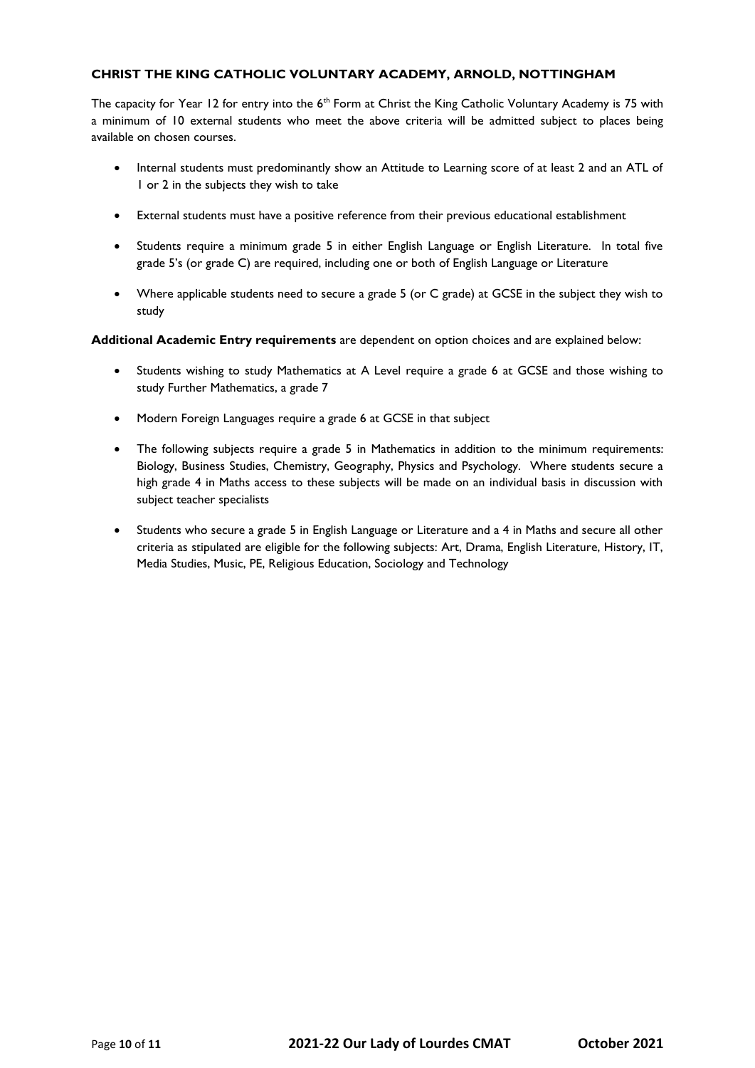**CHRIST THE KING CATHOLIC VOLUNTARY ACADEMY, ARNOLD, NOTTINGHAM**

The capacity for Year 12 for entry into the 6th Form at Christ the King Catholic Voluntary Academy is 75 with a minimum of 10 external students who meet the above criteria will be admitted subject to places being available on chosen courses.

- Internal students must predominantly show an Attitude to Learning score of at least 2 and an ATL of 1 or 2 in the subjects they wish to take
- External students must have a positive reference from their previous educational establishment
- Students require a minimum grade 5 in either English Language or English Literature. In total five grade 5's (or grade C) are required, including one or both of English Language or Literature
- Where applicable students need to secure a grade 5 (or C grade) at GCSE in the subject they wish to study

**Additional Academic Entry requirements** are dependent on option choices and are explained below:

- Students wishing to study Mathematics at A Level require a grade 6 at GCSE and those wishing to study Further Mathematics, a grade 7
- Modern Foreign Languages require a grade 6 at GCSE in that subject
- The following subjects require a grade 5 in Mathematics in addition to the minimum requirements: Biology, Business Studies, Chemistry, Geography, Physics and Psychology. Where students secure a high grade 4 in Maths access to these subjects will be made on an individual basis in discussion with subject teacher specialists
- Students who secure a grade 5 in English Language or Literature and a 4 in Maths and secure all other criteria as stipulated are eligible for the following subjects: Art, Drama, English Literature, History, IT, Media Studies, Music, PE, Religious Education, Sociology and Technology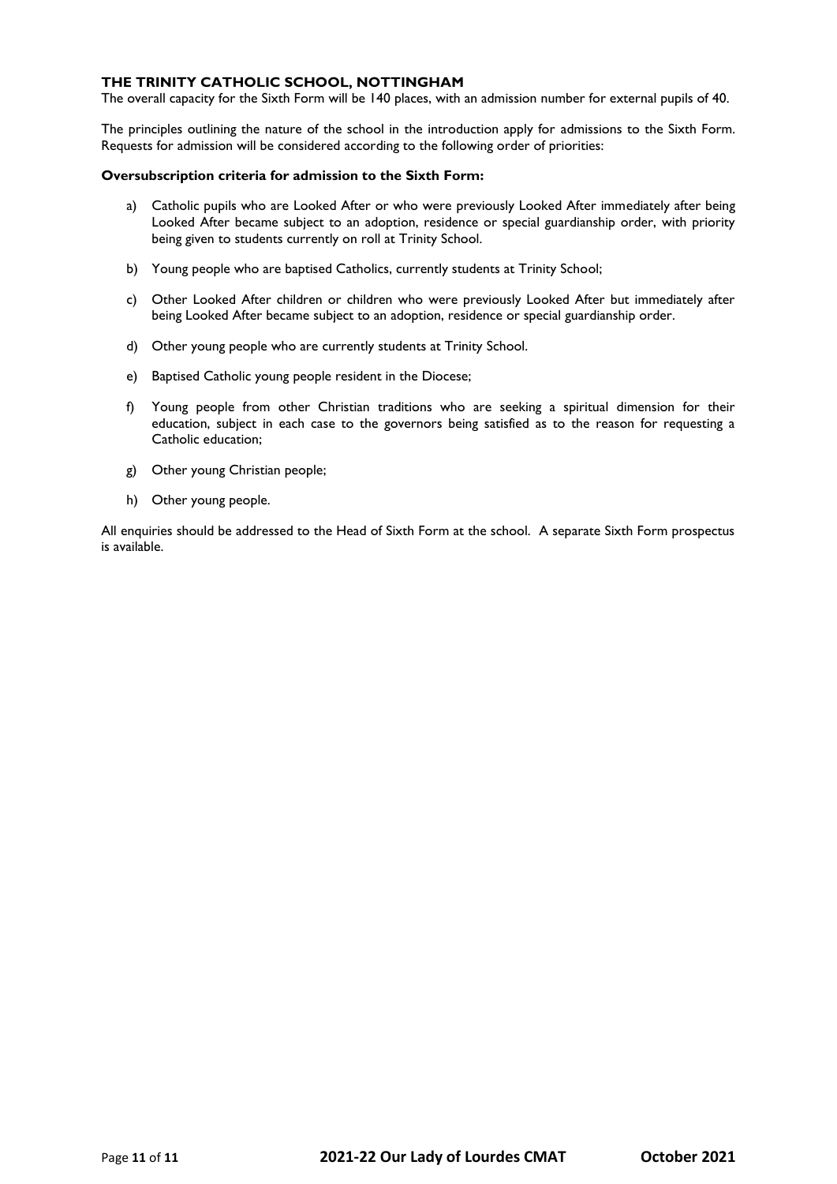## THE TRINITY CATHOLIC SCHOOL, NOTTINGHAM

The overall capacity for the Sixth Form will be 140 places, with an admission number for external pupils of 40.

The principles outlining the nature of the school in the introduction apply for admissions to the Sixth Form. Requests for admission will be considered according to the following order of priorities:

**Oversubscription criteria for admission to the Sixth Form:**

a) Catholic pupils who are Looked After or who were previously Looked After immediately after being Looked After became subject to an adoption, residence or special guardianship order, with priority being given to students currently on roll at Trinity School.

b) Young people who are baptised Catholics, currently students at Trinity School;

c) Other Looked After children or children who were previously Looked After but immediately after being Looked After became subject to an adoption, residence or special guardianship order.

d) Other young people who are currently students at Trinity School.

e) Baptised Catholic young people resident in the Diocese;

f) Young people from other Christian traditions who are seeking a spiritual dimension for their education, subject in each case to the governors being satisfied as to the reason for requesting a Catholic education;

g) Other young Christian people;

h) Other young people.

All enquiries should be addressed to the Head of Sixth Form at the school. A separate Sixth Form prospectus is available.